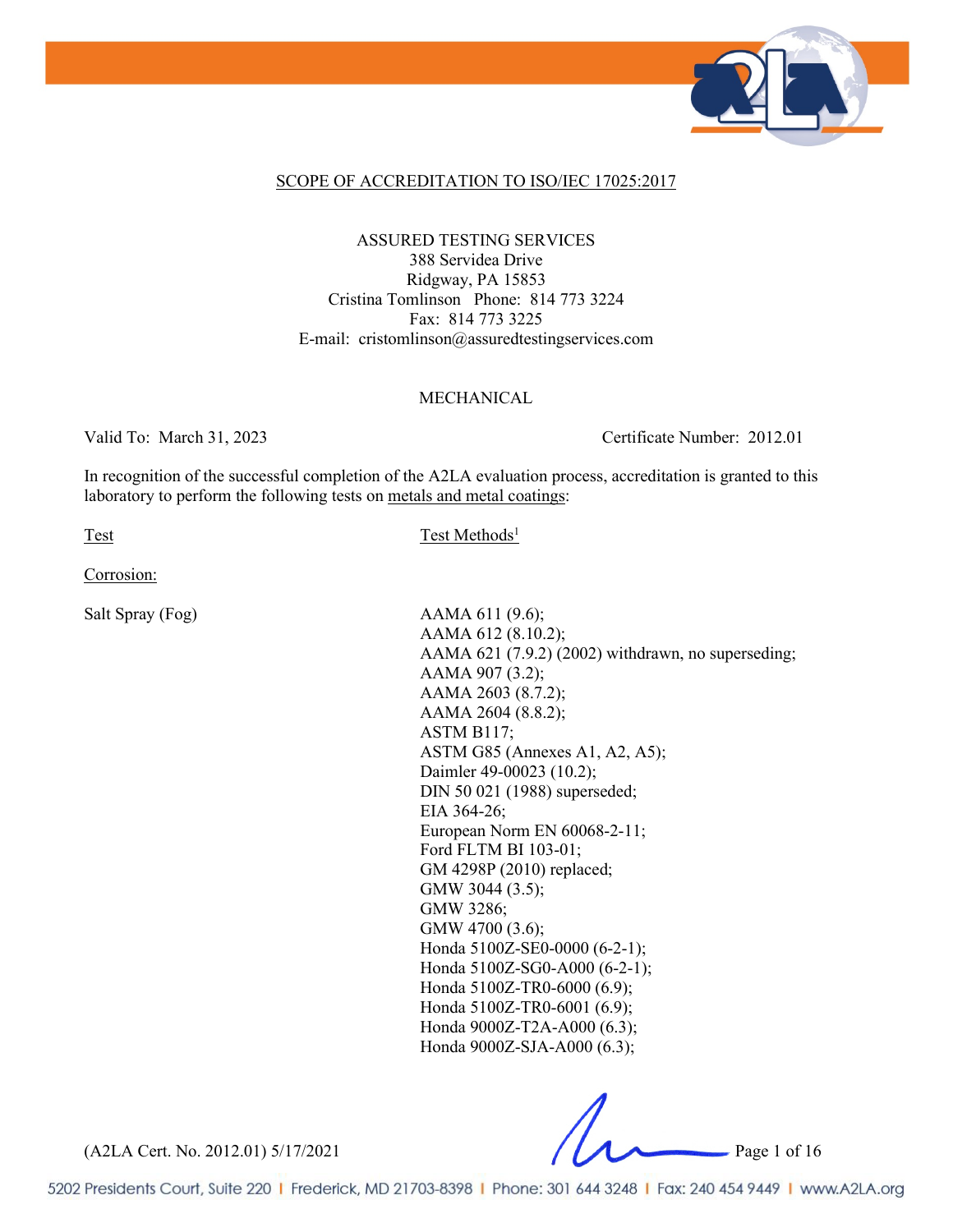## SCOPE OF ACCREDITATION TO ISO/IEC 17025:2017

ASSURED TESTING SERVICES
388 Servidea Drive
Ridgway, PA 15853
Cristina Tomlinson Phone: 814 773 3224
Fax: 814 773 3225
E-mail: cristomlinson@assuredtestingservices.com

### MECHANICAL

Valid To: March 31, 2023 Certificate Number: 2012.01

In recognition of the successful completion of the A2LA evaluation process, accreditation is granted to this laboratory to perform the following tests on metals and metal coatings:

| Test | Test Methods[1] |
|---|---|
| Corrosion: | |
| Salt Spray (Fog) | AAMA 611 (9.6);<br>AAMA 612 (8.10.2);<br>AAMA 621 (7.9.2) (2002) withdrawn, no superseding;<br>AAMA 907 (3.2);<br>AAMA 2603 (8.7.2);<br>AAMA 2604 (8.8.2);<br>ASTM B117;<br>ASTM G85 (Annexes A1, A2, A5);<br>Daimler 49-00023 (10.2);<br>DIN 50 021 (1988) superseded;<br>EIA 364-26;<br>European Norm EN 60068-2-11;<br>Ford FLTM BI 103-01;<br>GM 4298P (2010) replaced;<br>GMW 3044 (3.5);<br>GMW 3286;<br>GMW 4700 (3.6);<br>Honda 5100Z-SE0-0000 (6-2-1);<br>Honda 5100Z-SG0-A000 (6-2-1);<br>Honda 5100Z-TR0-6000 (6.9);<br>Honda 5100Z-TR0-6001 (6.9);<br>Honda 9000Z-T2A-A000 (6.3);<br>Honda 9000Z-SJA-A000 (6.3); |

(A2LA Cert. No. 2012.01) 5/17/2021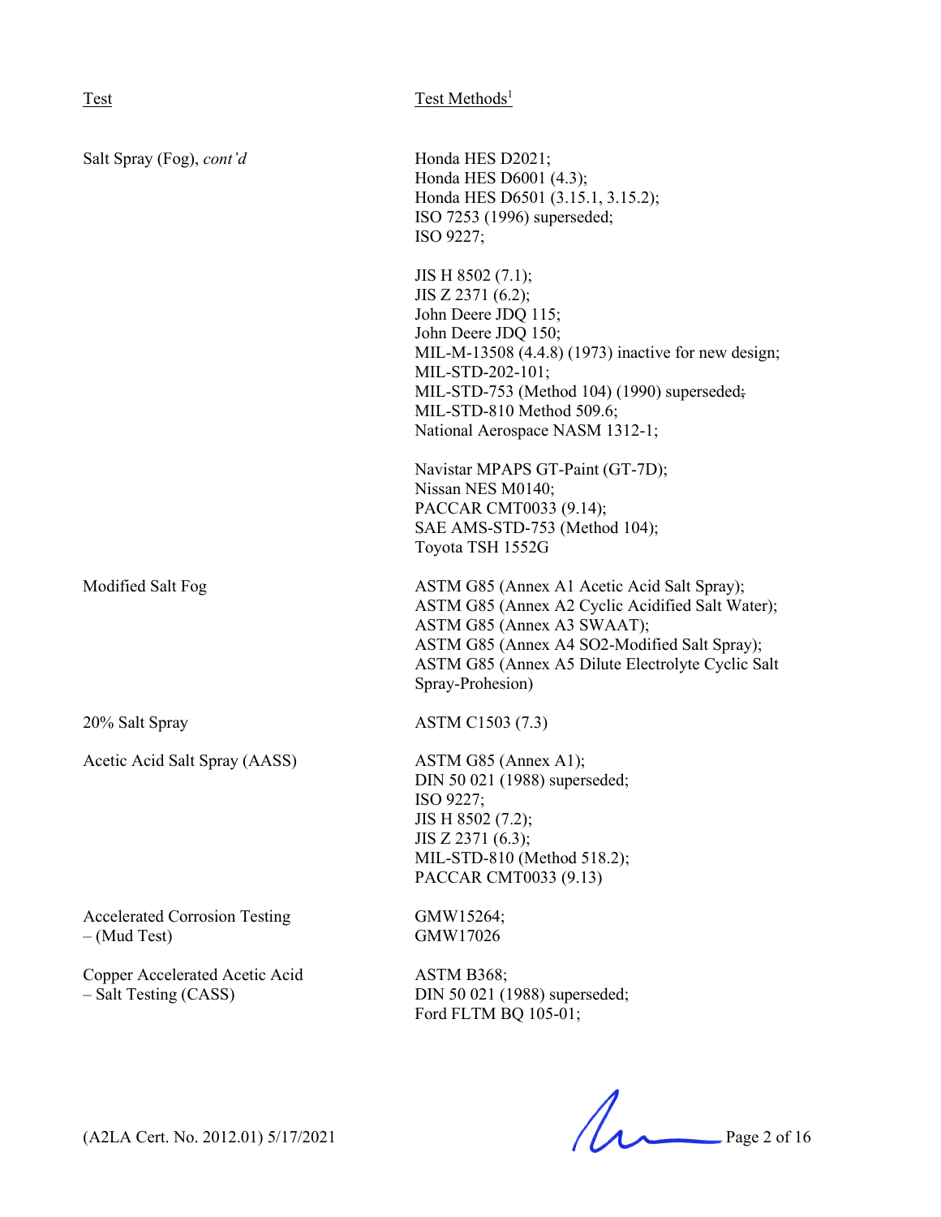| Test | Test Methods[1] |
|---|---|
| Salt Spray (Fog), *cont'd* | Honda HES D2021; Honda HES D6001 (4.3); Honda HES D6501 (3.15.1, 3.15.2); ISO 7253 (1996) superseded; ISO 9227; JIS H 8502 (7.1); JIS Z 2371 (6.2); John Deere JDQ 115; John Deere JDQ 150; MIL-M-13508 (4.4.8) (1973) inactive for new design; MIL-STD-202-101; MIL-STD-753 (Method 104) (1990) superseded; MIL-STD-810 Method 509.6; National Aerospace NASM 1312-1; Navistar MPAPS GT-Paint (GT-7D); Nissan NES M0140; PACCAR CMT0033 (9.14); SAE AMS-STD-753 (Method 104); Toyota TSH 1552G |
| Modified Salt Fog | ASTM G85 (Annex A1 Acetic Acid Salt Spray); ASTM G85 (Annex A2 Cyclic Acidified Salt Water); ASTM G85 (Annex A3 SWAAT); ASTM G85 (Annex A4 SO2-Modified Salt Spray); ASTM G85 (Annex A5 Dilute Electrolyte Cyclic Salt Spray-Prohesion) |
| 20% Salt Spray | ASTM C1503 (7.3) |
| Acetic Acid Salt Spray (AASS) | ASTM G85 (Annex A1); DIN 50 021 (1988) superseded; ISO 9227; JIS H 8502 (7.2); JIS Z 2371 (6.3); MIL-STD-810 (Method 518.2); PACCAR CMT0033 (9.13) |
| Accelerated Corrosion Testing – (Mud Test) | GMW15264; GMW17026 |
| Copper Accelerated Acetic Acid – Salt Testing (CASS) | ASTM B368; DIN 50 021 (1988) superseded; Ford FLTM BQ 105-01; |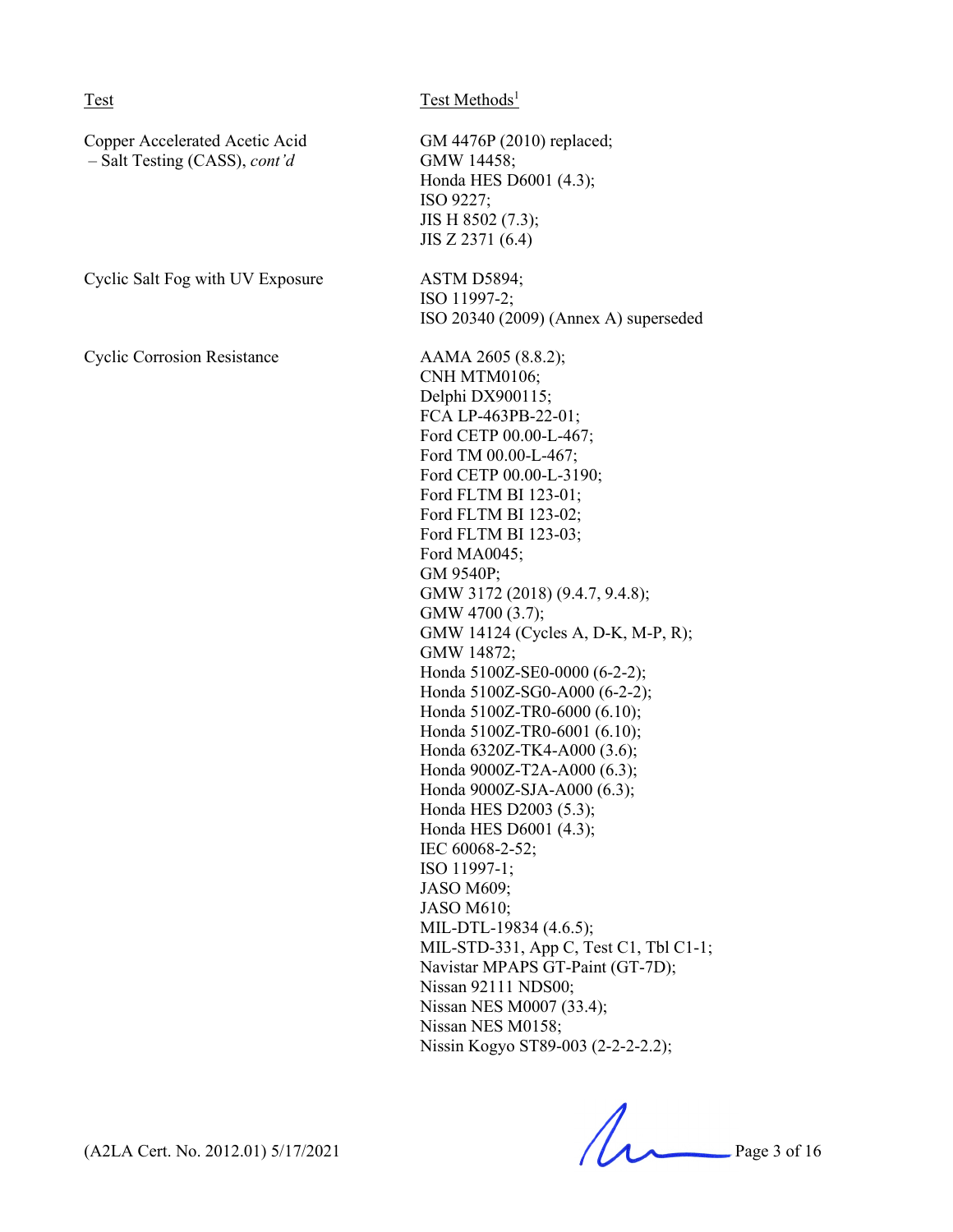| Test | Test Methods[1] |
|---|---|
| Copper Accelerated Acetic Acid – Salt Testing (CASS), *cont'd* | GM 4476P (2010) replaced; GMW 14458; Honda HES D6001 (4.3); ISO 9227; JIS H 8502 (7.3); JIS Z 2371 (6.4) |
| Cyclic Salt Fog with UV Exposure | ASTM D5894; ISO 11997-2; ISO 20340 (2009) (Annex A) superseded |
| Cyclic Corrosion Resistance | AAMA 2605 (8.8.2); CNH MTM0106; Delphi DX900115; FCA LP-463PB-22-01; Ford CETP 00.00-L-467; Ford TM 00.00-L-467; Ford CETP 00.00-L-3190; Ford FLTM BI 123-01; Ford FLTM BI 123-02; Ford FLTM BI 123-03; Ford MA0045; GM 9540P; GMW 3172 (2018) (9.4.7, 9.4.8); GMW 4700 (3.7); GMW 14124 (Cycles A, D-K, M-P, R); GMW 14872; Honda 5100Z-SE0-0000 (6-2-2); Honda 5100Z-SG0-A000 (6-2-2); Honda 5100Z-TR0-6000 (6.10); Honda 5100Z-TR0-6001 (6.10); Honda 6320Z-TK4-A000 (3.6); Honda 9000Z-T2A-A000 (6.3); Honda 9000Z-SJA-A000 (6.3); Honda HES D2003 (5.3); Honda HES D6001 (4.3); IEC 60068-2-52; ISO 11997-1; JASO M609; JASO M610; MIL-DTL-19834 (4.6.5); MIL-STD-331, App C, Test C1, Tbl C1-1; Navistar MPAPS GT-Paint (GT-7D); Nissan 92111 NDS00; Nissan NES M0007 (33.4); Nissan NES M0158; Nissin Kogyo ST89-003 (2-2-2-2.2); |

(A2LA Cert. No. 2012.01) 5/17/2021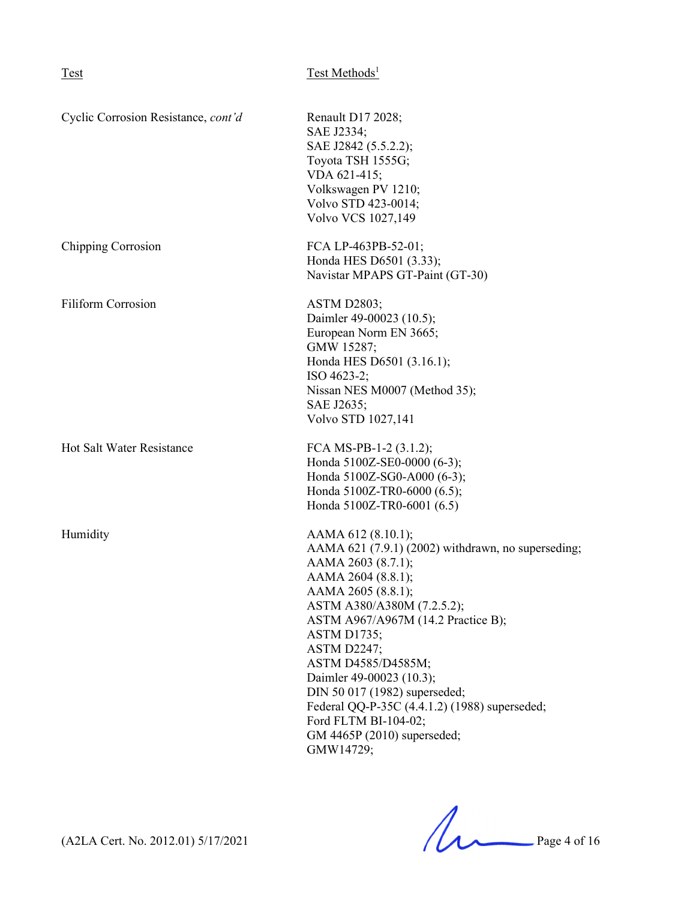| Test | Test Methods[1] |
|---|---|
| Cyclic Corrosion Resistance, *cont'd* | Renault D17 2028;<br>SAE J2334;<br>SAE J2842 (5.5.2.2);<br>Toyota TSH 1555G;<br>VDA 621-415;<br>Volkswagen PV 1210;<br>Volvo STD 423-0014;<br>Volvo VCS 1027,149 |
| Chipping Corrosion | FCA LP-463PB-52-01;<br>Honda HES D6501 (3.33);<br>Navistar MPAPS GT-Paint (GT-30) |
| Filiform Corrosion | ASTM D2803;<br>Daimler 49-00023 (10.5);<br>European Norm EN 3665;<br>GMW 15287;<br>Honda HES D6501 (3.16.1);<br>ISO 4623-2;<br>Nissan NES M0007 (Method 35);<br>SAE J2635;<br>Volvo STD 1027,141 |
| Hot Salt Water Resistance | FCA MS-PB-1-2 (3.1.2);<br>Honda 5100Z-SE0-0000 (6-3);<br>Honda 5100Z-SG0-A000 (6-3);<br>Honda 5100Z-TR0-6000 (6.5);<br>Honda 5100Z-TR0-6001 (6.5) |
| Humidity | AAMA 612 (8.10.1);<br>AAMA 621 (7.9.1) (2002) withdrawn, no superseding;<br>AAMA 2603 (8.7.1);<br>AAMA 2604 (8.8.1);<br>AAMA 2605 (8.8.1);<br>ASTM A380/A380M (7.2.5.2);<br>ASTM A967/A967M (14.2 Practice B);<br>ASTM D1735;<br>ASTM D2247;<br>ASTM D4585/D4585M;<br>Daimler 49-00023 (10.3);<br>DIN 50 017 (1982) superseded;<br>Federal QQ-P-35C (4.4.1.2) (1988) superseded;<br>Ford FLTM BI-104-02;<br>GM 4465P (2010) superseded;<br>GMW14729; |

(A2LA Cert. No. 2012.01) 5/17/2021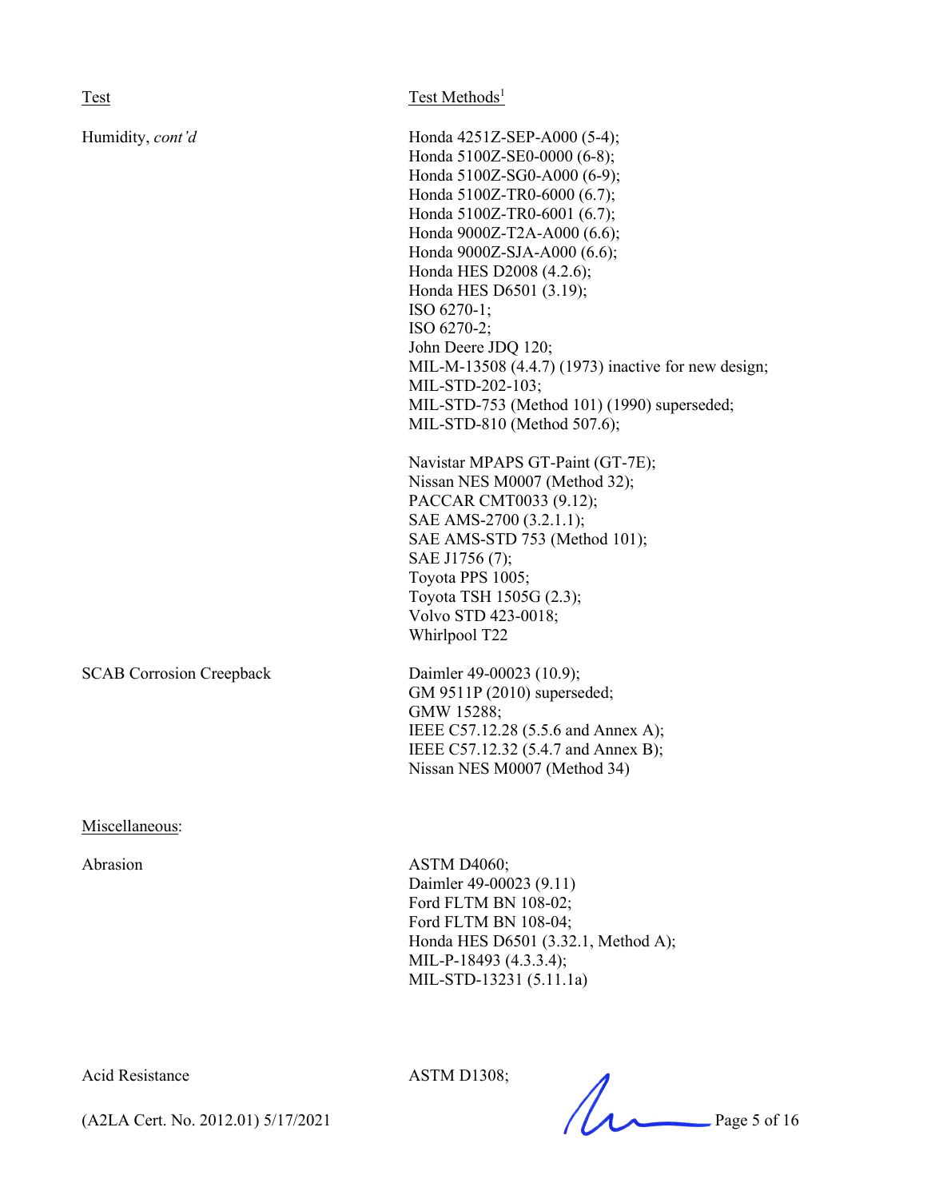| Test | Test Methods[1] |
|---|---|
| Humidity, *cont'd* | Honda 4251Z-SEP-A000 (5-4);<br>Honda 5100Z-SE0-0000 (6-8);<br>Honda 5100Z-SG0-A000 (6-9);<br>Honda 5100Z-TR0-6000 (6.7);<br>Honda 5100Z-TR0-6001 (6.7);<br>Honda 9000Z-T2A-A000 (6.6);<br>Honda 9000Z-SJA-A000 (6.6);<br>Honda HES D2008 (4.2.6);<br>Honda HES D6501 (3.19);<br>ISO 6270-1;<br>ISO 6270-2;<br>John Deere JDQ 120;<br>MIL-M-13508 (4.4.7) (1973) inactive for new design;<br>MIL-STD-202-103;<br>MIL-STD-753 (Method 101) (1990) superseded;<br>MIL-STD-810 (Method 507.6);<br><br>Navistar MPAPS GT-Paint (GT-7E);<br>Nissan NES M0007 (Method 32);<br>PACCAR CMT0033 (9.12);<br>SAE AMS-2700 (3.2.1.1);<br>SAE AMS-STD 753 (Method 101);<br>SAE J1756 (7);<br>Toyota PPS 1005;<br>Toyota TSH 1505G (2.3);<br>Volvo STD 423-0018;<br>Whirlpool T22 |
| SCAB Corrosion Creepback | Daimler 49-00023 (10.9);<br>GM 9511P (2010) superseded;<br>GMW 15288;<br>IEEE C57.12.28 (5.5.6 and Annex A);<br>IEEE C57.12.32 (5.4.7 and Annex B);<br>Nissan NES M0007 (Method 34) |
| Miscellaneous: | |
| Abrasion | ASTM D4060;<br>Daimler 49-00023 (9.11)<br>Ford FLTM BN 108-02;<br>Ford FLTM BN 108-04;<br>Honda HES D6501 (3.32.1, Method A);<br>MIL-P-18493 (4.3.3.4);<br>MIL-STD-13231 (5.11.1a) |
| Acid Resistance | ASTM D1308; |

(A2LA Cert. No. 2012.01) 5/17/2021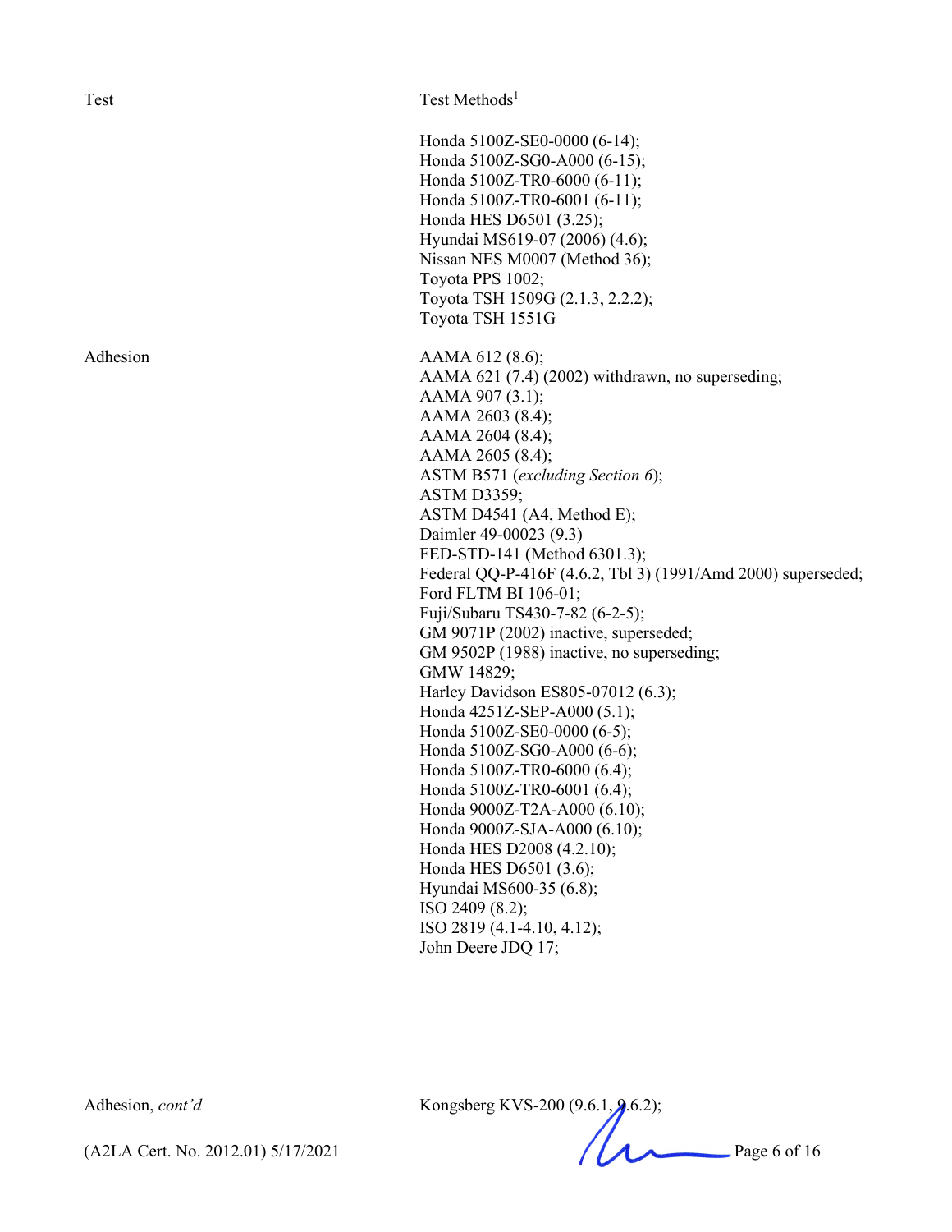| Test | Test Methods[1] |
|---|---|
| | Honda 5100Z-SE0-0000 (6-14);<br>Honda 5100Z-SG0-A000 (6-15);<br>Honda 5100Z-TR0-6000 (6-11);<br>Honda 5100Z-TR0-6001 (6-11);<br>Honda HES D6501 (3.25);<br>Hyundai MS619-07 (2006) (4.6);<br>Nissan NES M0007 (Method 36);<br>Toyota PPS 1002;<br>Toyota TSH 1509G (2.1.3, 2.2.2);<br>Toyota TSH 1551G |
| Adhesion | AAMA 612 (8.6);<br>AAMA 621 (7.4) (2002) withdrawn, no superseding;<br>AAMA 907 (3.1);<br>AAMA 2603 (8.4);<br>AAMA 2604 (8.4);<br>AAMA 2605 (8.4);<br>ASTM B571 (*excluding Section 6*);<br>ASTM D3359;<br>ASTM D4541 (A4, Method E);<br>Daimler 49-00023 (9.3)<br>FED-STD-141 (Method 6301.3);<br>Federal QQ-P-416F (4.6.2, Tbl 3) (1991/Amd 2000) superseded;<br>Ford FLTM BI 106-01;<br>Fuji/Subaru TS430-7-82 (6-2-5);<br>GM 9071P (2002) inactive, superseded;<br>GM 9502P (1988) inactive, no superseding;<br>GMW 14829;<br>Harley Davidson ES805-07012 (6.3);<br>Honda 4251Z-SEP-A000 (5.1);<br>Honda 5100Z-SE0-0000 (6-5);<br>Honda 5100Z-SG0-A000 (6-6);<br>Honda 5100Z-TR0-6000 (6.4);<br>Honda 5100Z-TR0-6001 (6.4);<br>Honda 9000Z-T2A-A000 (6.10);<br>Honda 9000Z-SJA-A000 (6.10);<br>Honda HES D2008 (4.2.10);<br>Honda HES D6501 (3.6);<br>Hyundai MS600-35 (6.8);<br>ISO 2409 (8.2);<br>ISO 2819 (4.1-4.10, 4.12);<br>John Deere JDQ 17; |
| Adhesion, *cont'd* | Kongsberg KVS-200 (9.6.1, 9.6.2); |

(A2LA Cert. No. 2012.01) 5/17/2021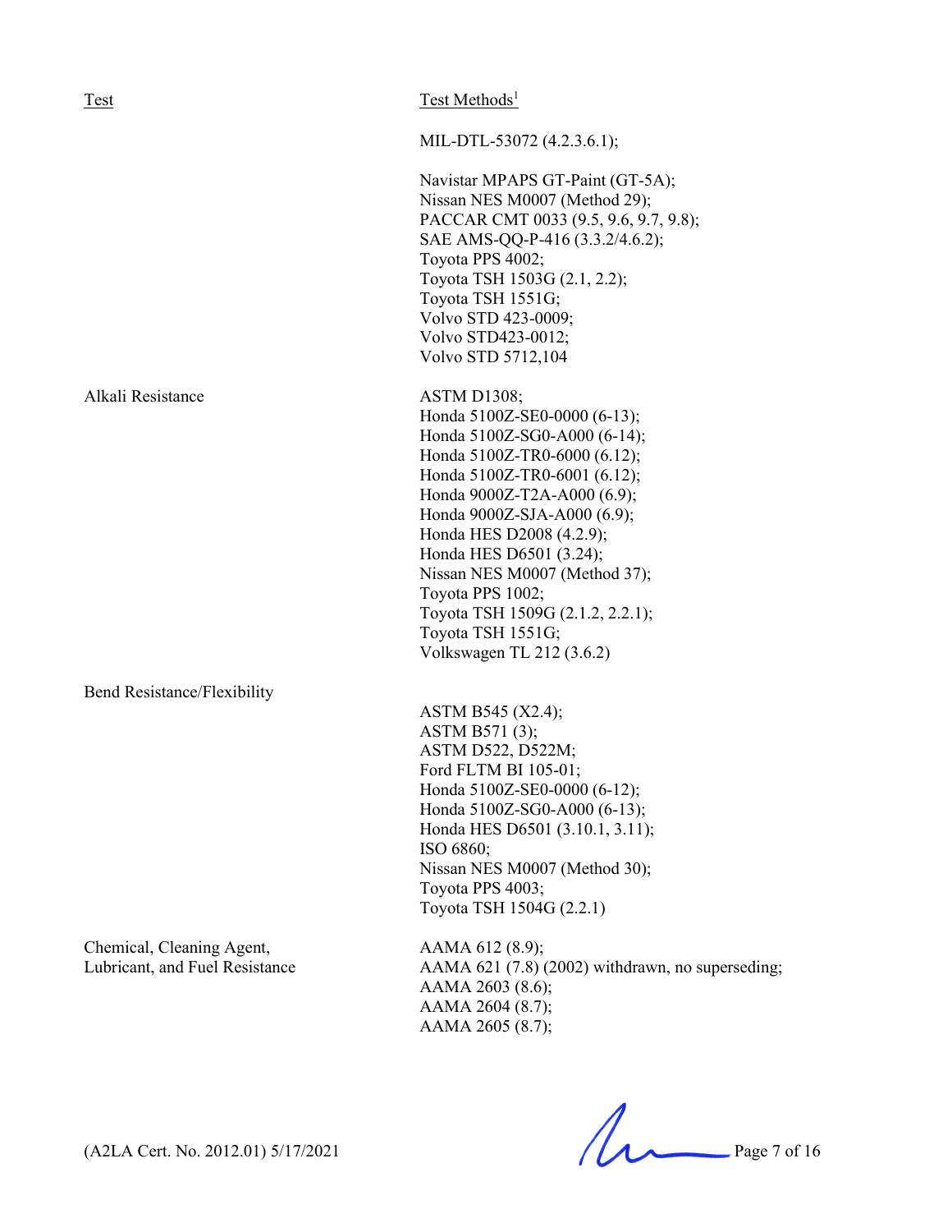| Test | Test Methods[1] |
|---|---|
| | MIL-DTL-53072 (4.2.3.6.1);<br><br>Navistar MPAPS GT-Paint (GT-5A);<br>Nissan NES M0007 (Method 29);<br>PACCAR CMT 0033 (9.5, 9.6, 9.7, 9.8);<br>SAE AMS-QQ-P-416 (3.3.2/4.6.2);<br>Toyota PPS 4002;<br>Toyota TSH 1503G (2.1, 2.2);<br>Toyota TSH 1551G;<br>Volvo STD 423-0009;<br>Volvo STD423-0012;<br>Volvo STD 5712,104 |
| Alkali Resistance | ASTM D1308;<br>Honda 5100Z-SE0-0000 (6-13);<br>Honda 5100Z-SG0-A000 (6-14);<br>Honda 5100Z-TR0-6000 (6.12);<br>Honda 5100Z-TR0-6001 (6.12);<br>Honda 9000Z-T2A-A000 (6.9);<br>Honda 9000Z-SJA-A000 (6.9);<br>Honda HES D2008 (4.2.9);<br>Honda HES D6501 (3.24);<br>Nissan NES M0007 (Method 37);<br>Toyota PPS 1002;<br>Toyota TSH 1509G (2.1.2, 2.2.1);<br>Toyota TSH 1551G;<br>Volkswagen TL 212 (3.6.2) |
| Bend Resistance/Flexibility | ASTM B545 (X2.4);<br>ASTM B571 (3);<br>ASTM D522, D522M;<br>Ford FLTM BI 105-01;<br>Honda 5100Z-SE0-0000 (6-12);<br>Honda 5100Z-SG0-A000 (6-13);<br>Honda HES D6501 (3.10.1, 3.11);<br>ISO 6860;<br>Nissan NES M0007 (Method 30);<br>Toyota PPS 4003;<br>Toyota TSH 1504G (2.2.1) |
| Chemical, Cleaning Agent, Lubricant, and Fuel Resistance | AAMA 612 (8.9);<br>AAMA 621 (7.8) (2002) withdrawn, no superseding;<br>AAMA 2603 (8.6);<br>AAMA 2604 (8.7);<br>AAMA 2605 (8.7); |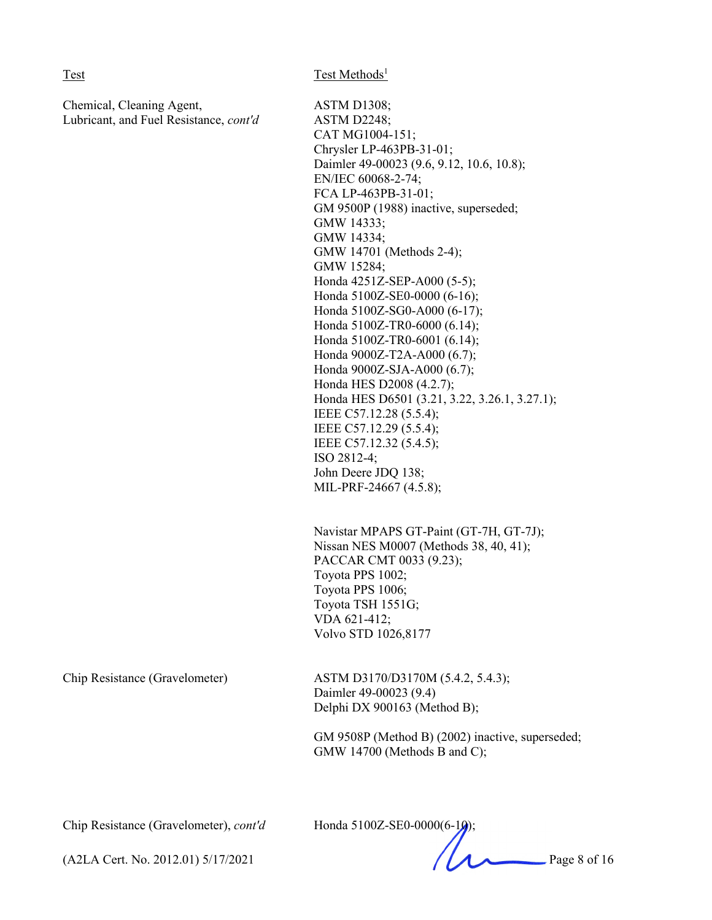| Test | Test Methods[1] |
|---|---|
| Chemical, Cleaning Agent, Lubricant, and Fuel Resistance, *cont'd* | ASTM D1308;<br>ASTM D2248;<br>CAT MG1004-151;<br>Chrysler LP-463PB-31-01;<br>Daimler 49-00023 (9.6, 9.12, 10.6, 10.8);<br>EN/IEC 60068-2-74;<br>FCA LP-463PB-31-01;<br>GM 9500P (1988) inactive, superseded;<br>GMW 14333;<br>GMW 14334;<br>GMW 14701 (Methods 2-4);<br>GMW 15284;<br>Honda 4251Z-SEP-A000 (5-5);<br>Honda 5100Z-SE0-0000 (6-16);<br>Honda 5100Z-SG0-A000 (6-17);<br>Honda 5100Z-TR0-6000 (6.14);<br>Honda 5100Z-TR0-6001 (6.14);<br>Honda 9000Z-T2A-A000 (6.7);<br>Honda 9000Z-SJA-A000 (6.7);<br>Honda HES D2008 (4.2.7);<br>Honda HES D6501 (3.21, 3.22, 3.26.1, 3.27.1);<br>IEEE C57.12.28 (5.5.4);<br>IEEE C57.12.29 (5.5.4);<br>IEEE C57.12.32 (5.4.5);<br>ISO 2812-4;<br>John Deere JDQ 138;<br>MIL-PRF-24667 (4.5.8);<br><br>Navistar MPAPS GT-Paint (GT-7H, GT-7J);<br>Nissan NES M0007 (Methods 38, 40, 41);<br>PACCAR CMT 0033 (9.23);<br>Toyota PPS 1002;<br>Toyota PPS 1006;<br>Toyota TSH 1551G;<br>VDA 621-412;<br>Volvo STD 1026,8177 |
| Chip Resistance (Gravelometer) | ASTM D3170/D3170M (5.4.2, 5.4.3);<br>Daimler 49-00023 (9.4)<br>Delphi DX 900163 (Method B);<br><br>GM 9508P (Method B) (2002) inactive, superseded;<br>GMW 14700 (Methods B and C); |
| Chip Resistance (Gravelometer), *cont'd* | Honda 5100Z-SE0-0000(6-10); |

(A2LA Cert. No. 2012.01) 5/17/2021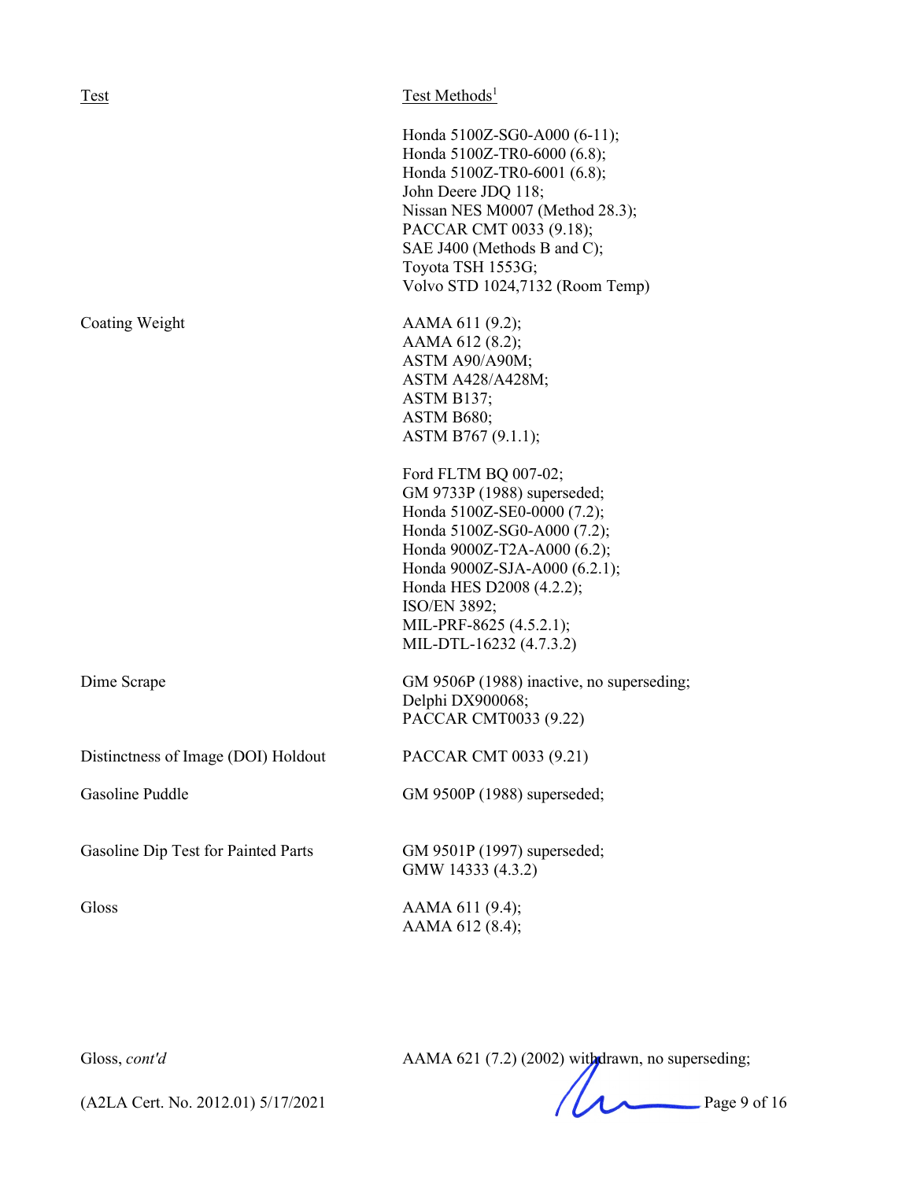| Test | Test Methods[1] |
|---|---|
| | Honda 5100Z-SG0-A000 (6-11);<br>Honda 5100Z-TR0-6000 (6.8);<br>Honda 5100Z-TR0-6001 (6.8);<br>John Deere JDQ 118;<br>Nissan NES M0007 (Method 28.3);<br>PACCAR CMT 0033 (9.18);<br>SAE J400 (Methods B and C);<br>Toyota TSH 1553G;<br>Volvo STD 1024,7132 (Room Temp) |
| Coating Weight | AAMA 611 (9.2);<br>AAMA 612 (8.2);<br>ASTM A90/A90M;<br>ASTM A428/A428M;<br>ASTM B137;<br>ASTM B680;<br>ASTM B767 (9.1.1);<br><br>Ford FLTM BQ 007-02;<br>GM 9733P (1988) superseded;<br>Honda 5100Z-SE0-0000 (7.2);<br>Honda 5100Z-SG0-A000 (7.2);<br>Honda 9000Z-T2A-A000 (6.2);<br>Honda 9000Z-SJA-A000 (6.2.1);<br>Honda HES D2008 (4.2.2);<br>ISO/EN 3892;<br>MIL-PRF-8625 (4.5.2.1);<br>MIL-DTL-16232 (4.7.3.2) |
| Dime Scrape | GM 9506P (1988) inactive, no superseding;<br>Delphi DX900068;<br>PACCAR CMT0033 (9.22) |
| Distinctness of Image (DOI) Holdout | PACCAR CMT 0033 (9.21) |
| Gasoline Puddle | GM 9500P (1988) superseded; |
| Gasoline Dip Test for Painted Parts | GM 9501P (1997) superseded;<br>GMW 14333 (4.3.2) |
| Gloss | AAMA 611 (9.4);<br>AAMA 612 (8.4); |
| Gloss, *cont'd* | AAMA 621 (7.2) (2002) withdrawn, no superseding; |

(A2LA Cert. No. 2012.01) 5/17/2021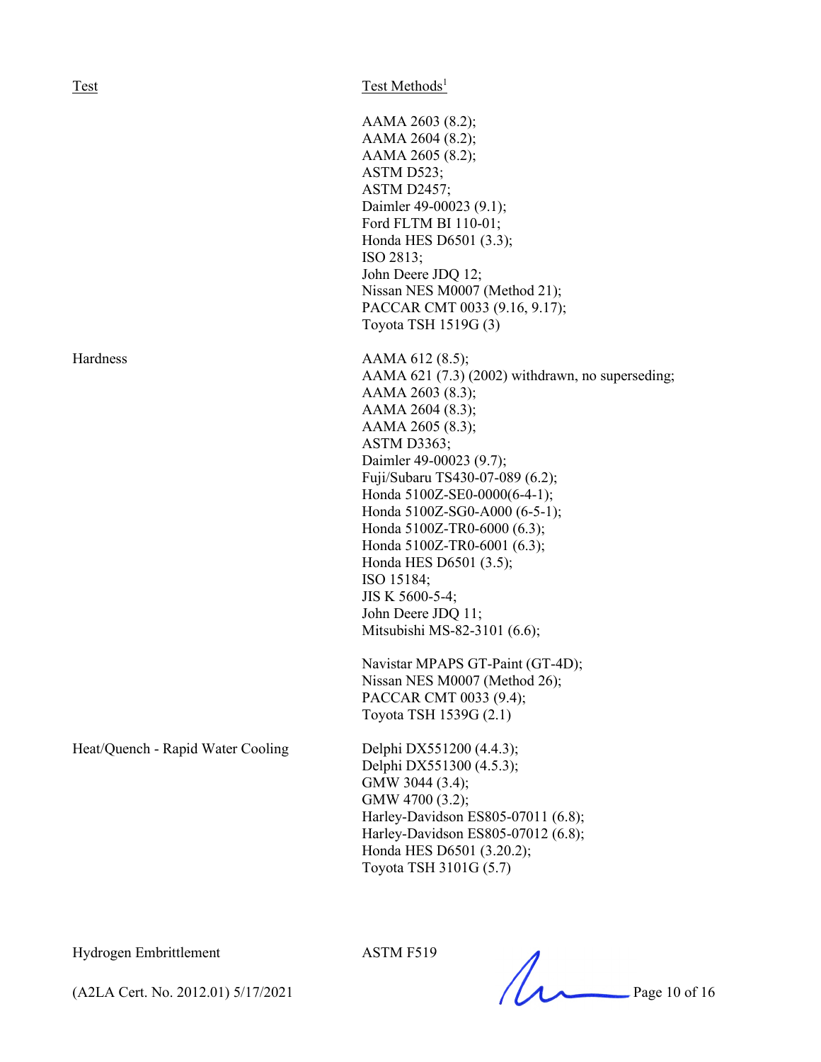| Test | Test Methods[1] |
|---|---|
| | AAMA 2603 (8.2); AAMA 2604 (8.2); AAMA 2605 (8.2); ASTM D523; ASTM D2457; Daimler 49-00023 (9.1); Ford FLTM BI 110-01; Honda HES D6501 (3.3); ISO 2813; John Deere JDQ 12; Nissan NES M0007 (Method 21); PACCAR CMT 0033 (9.16, 9.17); Toyota TSH 1519G (3) |
| Hardness | AAMA 612 (8.5); AAMA 621 (7.3) (2002) withdrawn, no superseding; AAMA 2603 (8.3); AAMA 2604 (8.3); AAMA 2605 (8.3); ASTM D3363; Daimler 49-00023 (9.7); Fuji/Subaru TS430-07-089 (6.2); Honda 5100Z-SE0-0000(6-4-1); Honda 5100Z-SG0-A000 (6-5-1); Honda 5100Z-TR0-6000 (6.3); Honda 5100Z-TR0-6001 (6.3); Honda HES D6501 (3.5); ISO 15184; JIS K 5600-5-4; John Deere JDQ 11; Mitsubishi MS-82-3101 (6.6); Navistar MPAPS GT-Paint (GT-4D); Nissan NES M0007 (Method 26); PACCAR CMT 0033 (9.4); Toyota TSH 1539G (2.1) |
| Heat/Quench - Rapid Water Cooling | Delphi DX551200 (4.4.3); Delphi DX551300 (4.5.3); GMW 3044 (3.4); GMW 4700 (3.2); Harley-Davidson ES805-07011 (6.8); Harley-Davidson ES805-07012 (6.8); Honda HES D6501 (3.20.2); Toyota TSH 3101G (5.7) |
| Hydrogen Embrittlement | ASTM F519 |

(A2LA Cert. No. 2012.01) 5/17/2021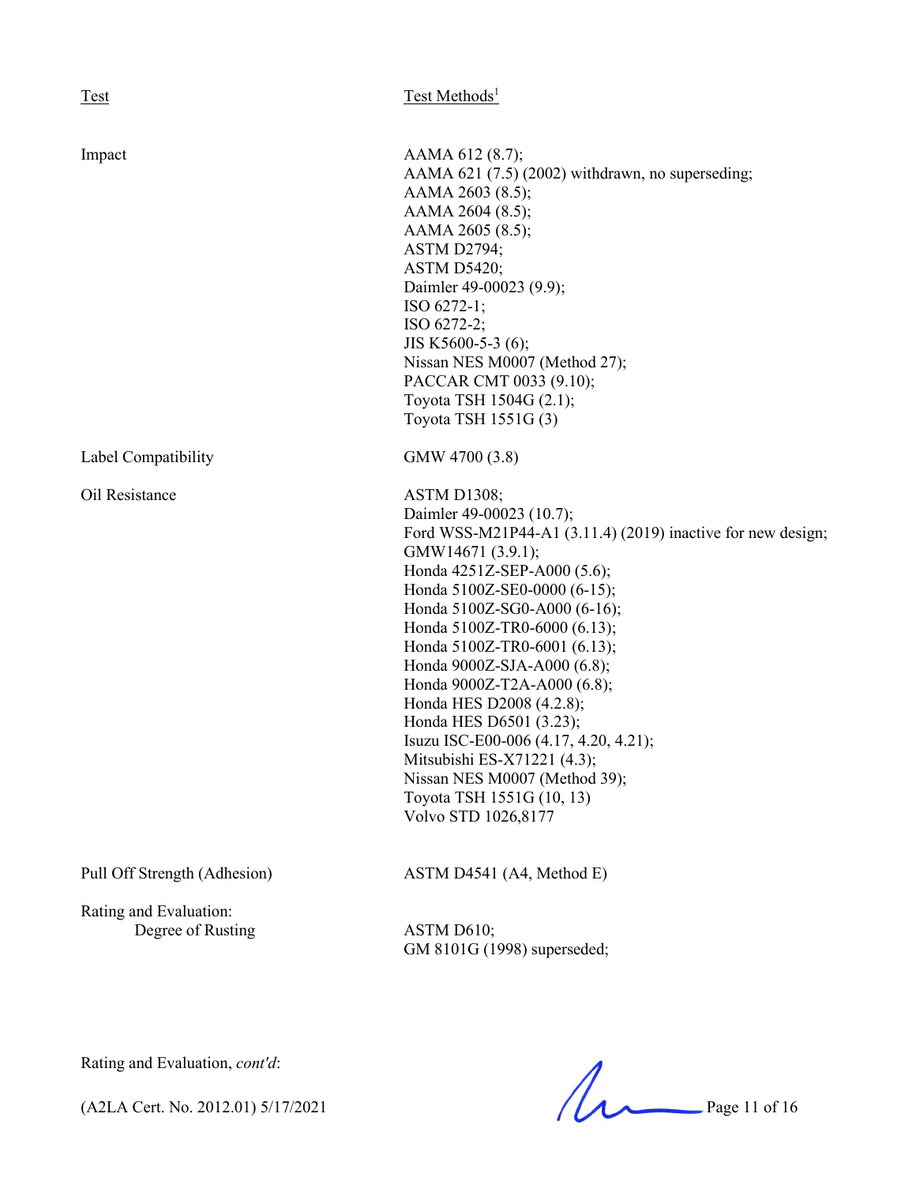| Test | Test Methods[1] |
|---|---|
| Impact | AAMA 612 (8.7);<br>AAMA 621 (7.5) (2002) withdrawn, no superseding;<br>AAMA 2603 (8.5);<br>AAMA 2604 (8.5);<br>AAMA 2605 (8.5);<br>ASTM D2794;<br>ASTM D5420;<br>Daimler 49-00023 (9.9);<br>ISO 6272-1;<br>ISO 6272-2;<br>JIS K5600-5-3 (6);<br>Nissan NES M0007 (Method 27);<br>PACCAR CMT 0033 (9.10);<br>Toyota TSH 1504G (2.1);<br>Toyota TSH 1551G (3) |
| Label Compatibility | GMW 4700 (3.8) |
| Oil Resistance | ASTM D1308;<br>Daimler 49-00023 (10.7);<br>Ford WSS-M21P44-A1 (3.11.4) (2019) inactive for new design;<br>GMW14671 (3.9.1);<br>Honda 4251Z-SEP-A000 (5.6);<br>Honda 5100Z-SE0-0000 (6-15);<br>Honda 5100Z-SG0-A000 (6-16);<br>Honda 5100Z-TR0-6000 (6.13);<br>Honda 5100Z-TR0-6001 (6.13);<br>Honda 9000Z-SJA-A000 (6.8);<br>Honda 9000Z-T2A-A000 (6.8);<br>Honda HES D2008 (4.2.8);<br>Honda HES D6501 (3.23);<br>Isuzu ISC-E00-006 (4.17, 4.20, 4.21);<br>Mitsubishi ES-X71221 (4.3);<br>Nissan NES M0007 (Method 39);<br>Toyota TSH 1551G (10, 13)<br>Volvo STD 1026,8177 |
| Pull Off Strength (Adhesion) | ASTM D4541 (A4, Method E) |
| Rating and Evaluation:<br>Degree of Rusting | ASTM D610;<br>GM 8101G (1998) superseded; |

Rating and Evaluation, *cont'd*:

(A2LA Cert. No. 2012.01) 5/17/2021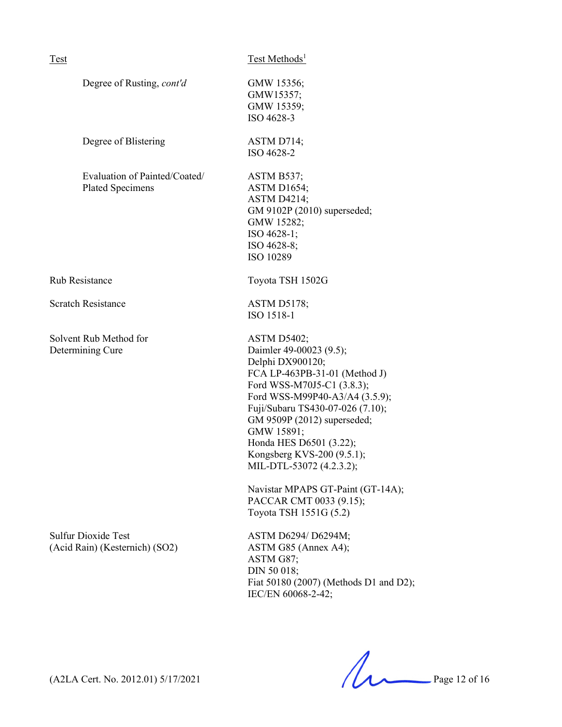| Test | Test Methods[1] |
|---|---|
| Degree of Rusting, *cont'd* | GMW 15356; GMW15357; GMW 15359; ISO 4628-3 |
| Degree of Blistering | ASTM D714; ISO 4628-2 |
| Evaluation of Painted/Coated/ Plated Specimens | ASTM B537; ASTM D1654; ASTM D4214; GM 9102P (2010) superseded; GMW 15282; ISO 4628-1; ISO 4628-8; ISO 10289 |
| Rub Resistance | Toyota TSH 1502G |
| Scratch Resistance | ASTM D5178; ISO 1518-1 |
| Solvent Rub Method for Determining Cure | ASTM D5402; Daimler 49-00023 (9.5); Delphi DX900120; FCA LP-463PB-31-01 (Method J) Ford WSS-M70J5-C1 (3.8.3); Ford WSS-M99P40-A3/A4 (3.5.9); Fuji/Subaru TS430-07-026 (7.10); GM 9509P (2012) superseded; GMW 15891; Honda HES D6501 (3.22); Kongsberg KVS-200 (9.5.1); MIL-DTL-53072 (4.2.3.2); Navistar MPAPS GT-Paint (GT-14A); PACCAR CMT 0033 (9.15); Toyota TSH 1551G (5.2) |
| Sulfur Dioxide Test (Acid Rain) (Kesternich) (SO2) | ASTM D6294/ D6294M; ASTM G85 (Annex A4); ASTM G87; DIN 50 018; Fiat 50180 (2007) (Methods D1 and D2); IEC/EN 60068-2-42; |

(A2LA Cert. No. 2012.01) 5/17/2021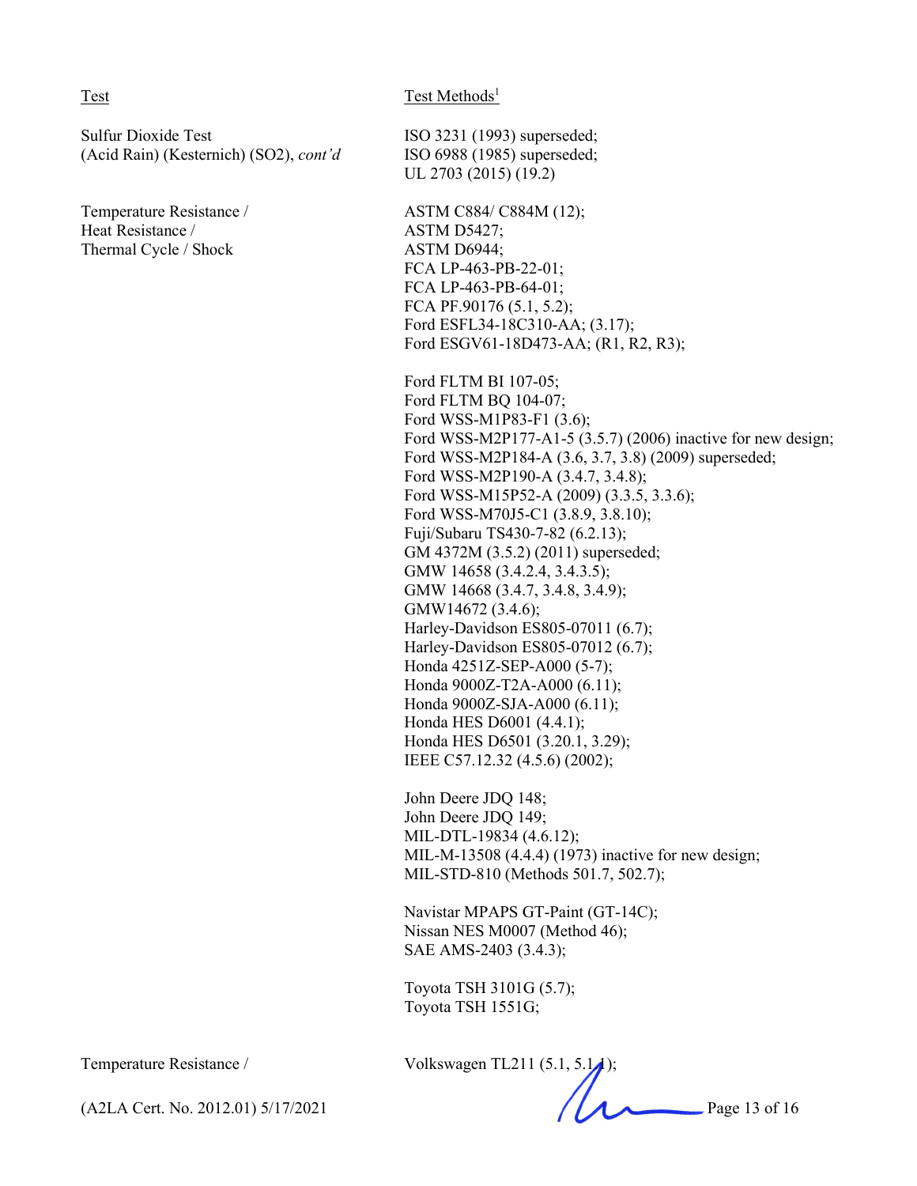| Test | Test Methods[1] |
|---|---|
| Sulfur Dioxide Test (Acid Rain) (Kesternich) (SO2), *cont'd* | ISO 3231 (1993) superseded;<br>ISO 6988 (1985) superseded;<br>UL 2703 (2015) (19.2) |
| Temperature Resistance / Heat Resistance / Thermal Cycle / Shock | ASTM C884/ C884M (12);<br>ASTM D5427;<br>ASTM D6944;<br>FCA LP-463-PB-22-01;<br>FCA LP-463-PB-64-01;<br>FCA PF.90176 (5.1, 5.2);<br>Ford ESFL34-18C310-AA; (3.17);<br>Ford ESGV61-18D473-AA; (R1, R2, R3);<br><br>Ford FLTM BI 107-05;<br>Ford FLTM BQ 104-07;<br>Ford WSS-M1P83-F1 (3.6);<br>Ford WSS-M2P177-A1-5 (3.5.7) (2006) inactive for new design;<br>Ford WSS-M2P184-A (3.6, 3.7, 3.8) (2009) superseded;<br>Ford WSS-M2P190-A (3.4.7, 3.4.8);<br>Ford WSS-M15P52-A (2009) (3.3.5, 3.3.6);<br>Ford WSS-M70J5-C1 (3.8.9, 3.8.10);<br>Fuji/Subaru TS430-7-82 (6.2.13);<br>GM 4372M (3.5.2) (2011) superseded;<br>GMW 14658 (3.4.2.4, 3.4.3.5);<br>GMW 14668 (3.4.7, 3.4.8, 3.4.9);<br>GMW14672 (3.4.6);<br>Harley-Davidson ES805-07011 (6.7);<br>Harley-Davidson ES805-07012 (6.7);<br>Honda 4251Z-SEP-A000 (5-7);<br>Honda 9000Z-T2A-A000 (6.11);<br>Honda 9000Z-SJA-A000 (6.11);<br>Honda HES D6001 (4.4.1);<br>Honda HES D6501 (3.20.1, 3.29);<br>IEEE C57.12.32 (4.5.6) (2002);<br><br>John Deere JDQ 148;<br>John Deere JDQ 149;<br>MIL-DTL-19834 (4.6.12);<br>MIL-M-13508 (4.4.4) (1973) inactive for new design;<br>MIL-STD-810 (Methods 501.7, 502.7);<br><br>Navistar MPAPS GT-Paint (GT-14C);<br>Nissan NES M0007 (Method 46);<br>SAE AMS-2403 (3.4.3);<br><br>Toyota TSH 3101G (5.7);<br>Toyota TSH 1551G; |
| Temperature Resistance / | Volkswagen TL211 (5.1, 5.1.1); |

(A2LA Cert. No. 2012.01) 5/17/2021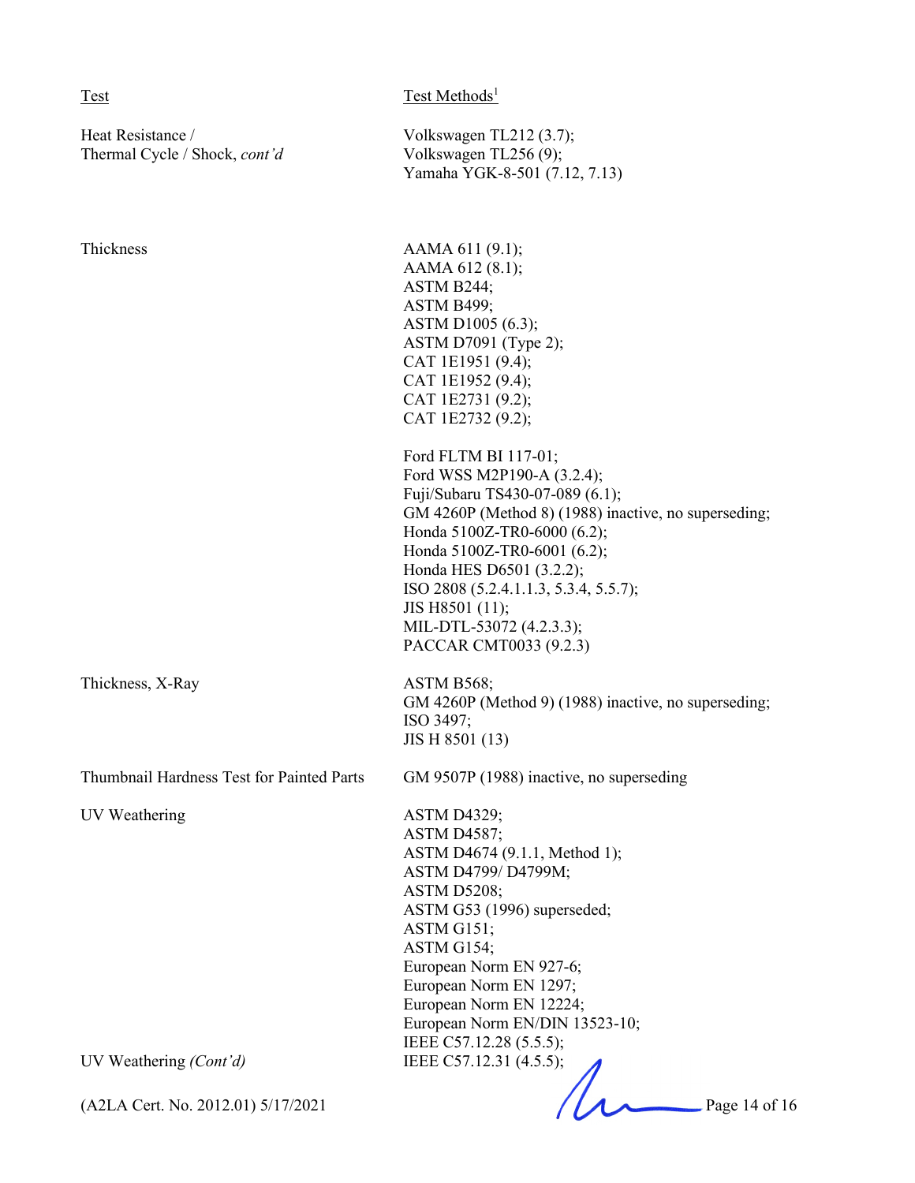| Test | Test Methods[1] |
|---|---|
| Heat Resistance / Thermal Cycle / Shock, *cont'd* | Volkswagen TL212 (3.7); Volkswagen TL256 (9); Yamaha YGK-8-501 (7.12, 7.13) |
| Thickness | AAMA 611 (9.1); AAMA 612 (8.1); ASTM B244; ASTM B499; ASTM D1005 (6.3); ASTM D7091 (Type 2); CAT 1E1951 (9.4); CAT 1E1952 (9.4); CAT 1E2731 (9.2); CAT 1E2732 (9.2); Ford FLTM BI 117-01; Ford WSS M2P190-A (3.2.4); Fuji/Subaru TS430-07-089 (6.1); GM 4260P (Method 8) (1988) inactive, no superseding; Honda 5100Z-TR0-6000 (6.2); Honda 5100Z-TR0-6001 (6.2); Honda HES D6501 (3.2.2); ISO 2808 (5.2.4.1.1.3, 5.3.4, 5.5.7); JIS H8501 (11); MIL-DTL-53072 (4.2.3.3); PACCAR CMT0033 (9.2.3) |
| Thickness, X-Ray | ASTM B568; GM 4260P (Method 9) (1988) inactive, no superseding; ISO 3497; JIS H 8501 (13) |
| Thumbnail Hardness Test for Painted Parts | GM 9507P (1988) inactive, no superseding |
| UV Weathering | ASTM D4329; ASTM D4587; ASTM D4674 (9.1.1, Method 1); ASTM D4799/ D4799M; ASTM D5208; ASTM G53 (1996) superseded; ASTM G151; ASTM G154; European Norm EN 927-6; European Norm EN 1297; European Norm EN 12224; European Norm EN/DIN 13523-10; IEEE C57.12.28 (5.5.5); |
| UV Weathering *(Cont'd)* | IEEE C57.12.31 (4.5.5); |

(A2LA Cert. No. 2012.01) 5/17/2021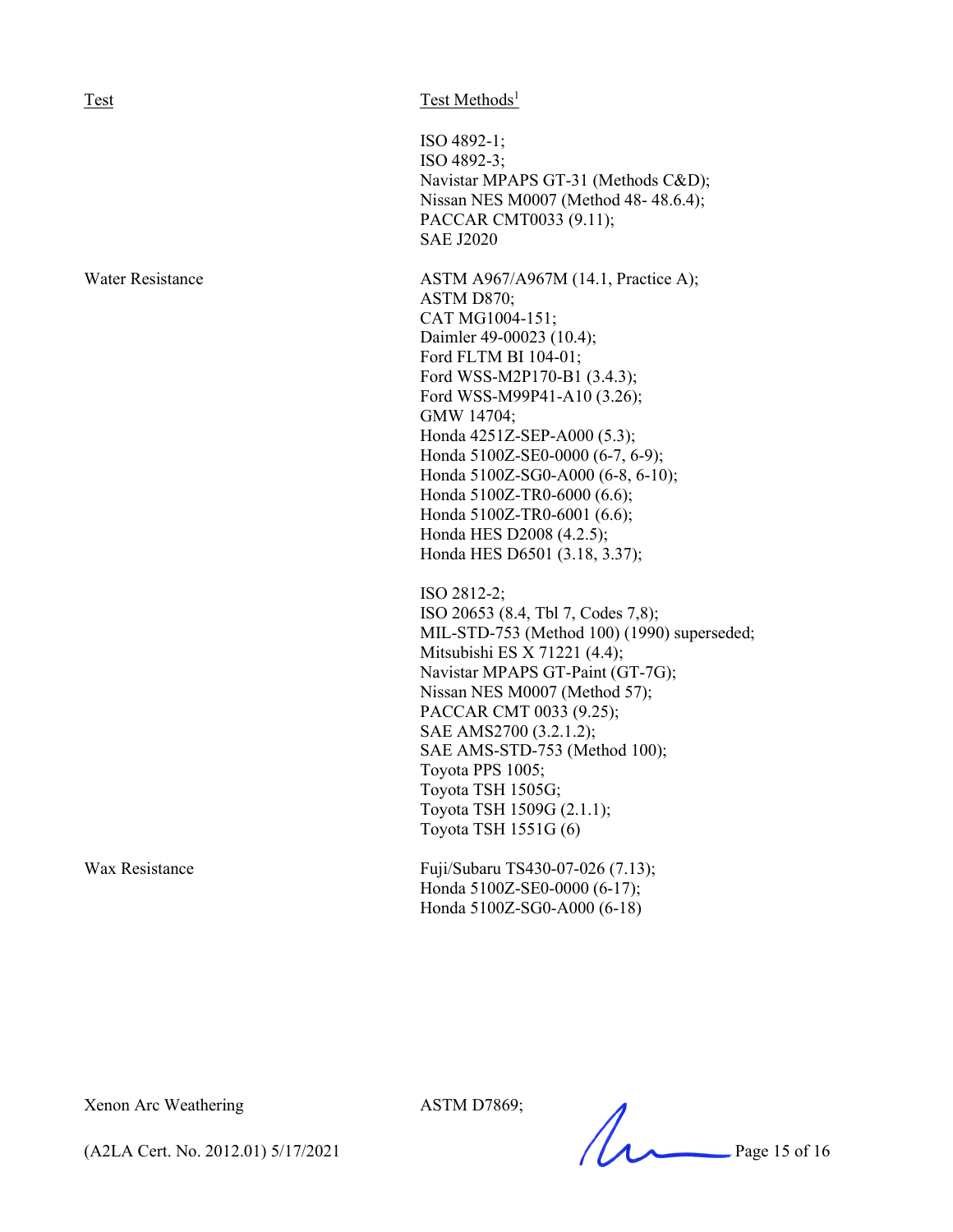| Test | Test Methods[1] |
|---|---|
| | ISO 4892-1;<br>ISO 4892-3;<br>Navistar MPAPS GT-31 (Methods C&D);<br>Nissan NES M0007 (Method 48- 48.6.4);<br>PACCAR CMT0033 (9.11);<br>SAE J2020 |
| Water Resistance | ASTM A967/A967M (14.1, Practice A);<br>ASTM D870;<br>CAT MG1004-151;<br>Daimler 49-00023 (10.4);<br>Ford FLTM BI 104-01;<br>Ford WSS-M2P170-B1 (3.4.3);<br>Ford WSS-M99P41-A10 (3.26);<br>GMW 14704;<br>Honda 4251Z-SEP-A000 (5.3);<br>Honda 5100Z-SE0-0000 (6-7, 6-9);<br>Honda 5100Z-SG0-A000 (6-8, 6-10);<br>Honda 5100Z-TR0-6000 (6.6);<br>Honda 5100Z-TR0-6001 (6.6);<br>Honda HES D2008 (4.2.5);<br>Honda HES D6501 (3.18, 3.37); |
| | ISO 2812-2;<br>ISO 20653 (8.4, Tbl 7, Codes 7,8);<br>MIL-STD-753 (Method 100) (1990) superseded;<br>Mitsubishi ES X 71221 (4.4);<br>Navistar MPAPS GT-Paint (GT-7G);<br>Nissan NES M0007 (Method 57);<br>PACCAR CMT 0033 (9.25);<br>SAE AMS2700 (3.2.1.2);<br>SAE AMS-STD-753 (Method 100);<br>Toyota PPS 1005;<br>Toyota TSH 1505G;<br>Toyota TSH 1509G (2.1.1);<br>Toyota TSH 1551G (6) |
| Wax Resistance | Fuji/Subaru TS430-07-026 (7.13);<br>Honda 5100Z-SE0-0000 (6-17);<br>Honda 5100Z-SG0-A000 (6-18) |
| Xenon Arc Weathering | ASTM D7869; |

(A2LA Cert. No. 2012.01) 5/17/2021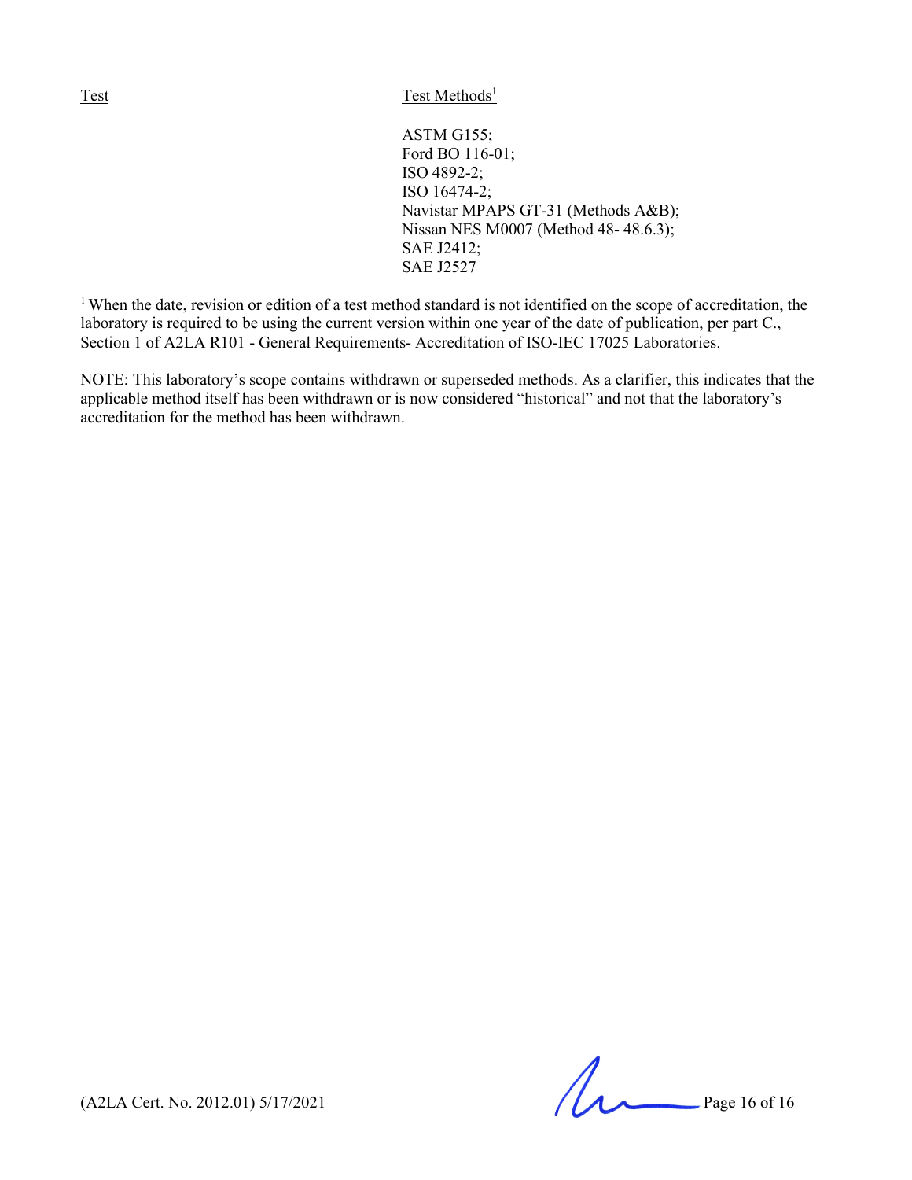| Test | Test Methods[1] |
|---|---|
| | ASTM G155;<br>Ford BO 116-01;<br>ISO 4892-2;<br>ISO 16474-2;<br>Navistar MPAPS GT-31 (Methods A&B);<br>Nissan NES M0007 (Method 48- 48.6.3);<br>SAE J2412;<br>SAE J2527 |

[1] When the date, revision or edition of a test method standard is not identified on the scope of accreditation, the laboratory is required to be using the current version within one year of the date of publication, per part C., Section 1 of A2LA R101 - General Requirements- Accreditation of ISO-IEC 17025 Laboratories.

NOTE: This laboratory's scope contains withdrawn or superseded methods. As a clarifier, this indicates that the applicable method itself has been withdrawn or is now considered "historical" and not that the laboratory's accreditation for the method has been withdrawn.

(A2LA Cert. No. 2012.01) 5/17/2021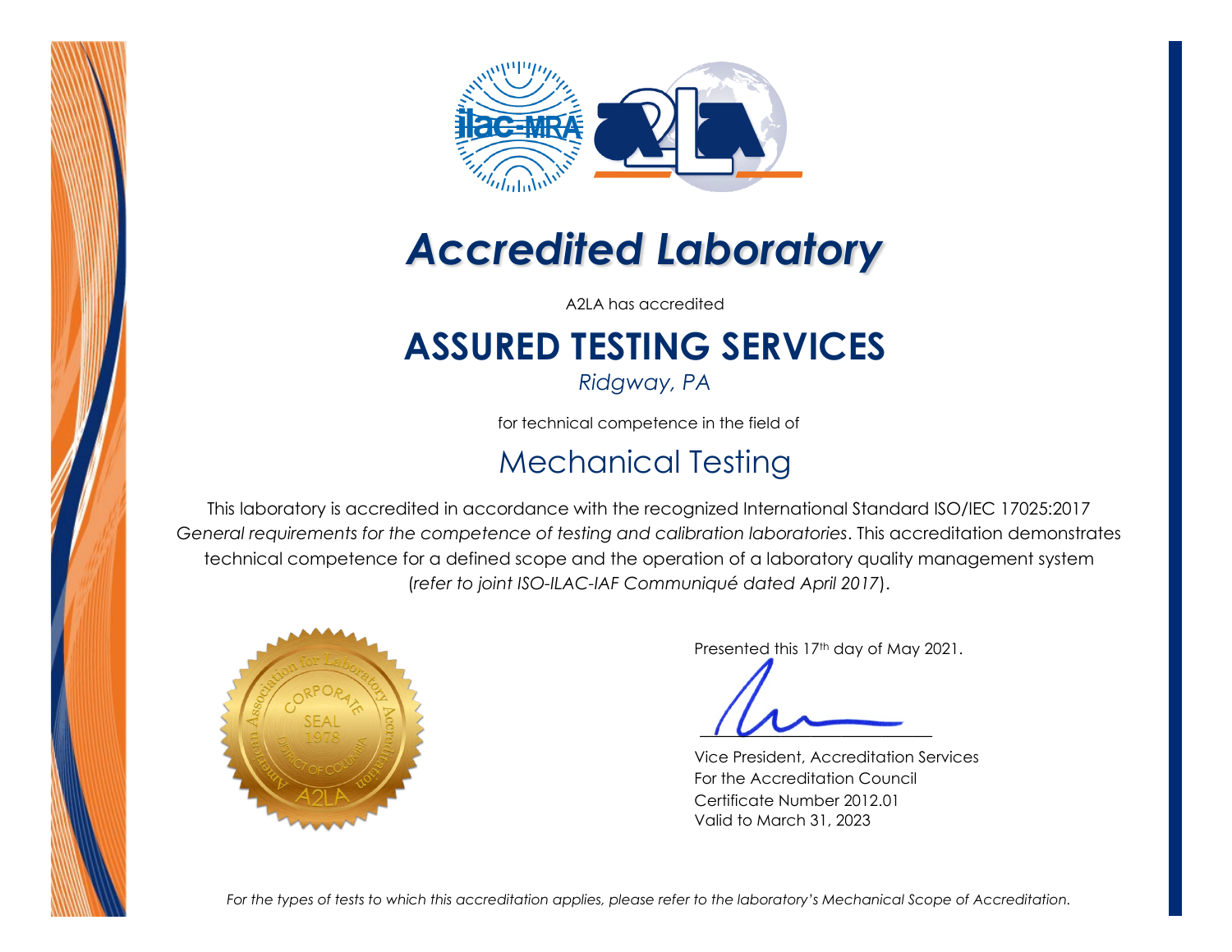# Accredited Laboratory

A2LA has accredited

## ASSURED TESTING SERVICES

*Ridgway, PA*

for technical competence in the field of

## Mechanical Testing

This laboratory is accredited in accordance with the recognized International Standard ISO/IEC 17025:2017 *General requirements for the competence of testing and calibration laboratories*. This accreditation demonstrates technical competence for a defined scope and the operation of a laboratory quality management system (*refer to joint ISO-ILAC-IAF Communiqué dated April 2017*).

Presented this 17th day of May 2021.

Vice President, Accreditation Services
For the Accreditation Council
Certificate Number 2012.01
Valid to March 31, 2023

*For the types of tests to which this accreditation applies, please refer to the laboratory's Mechanical Scope of Accreditation.*